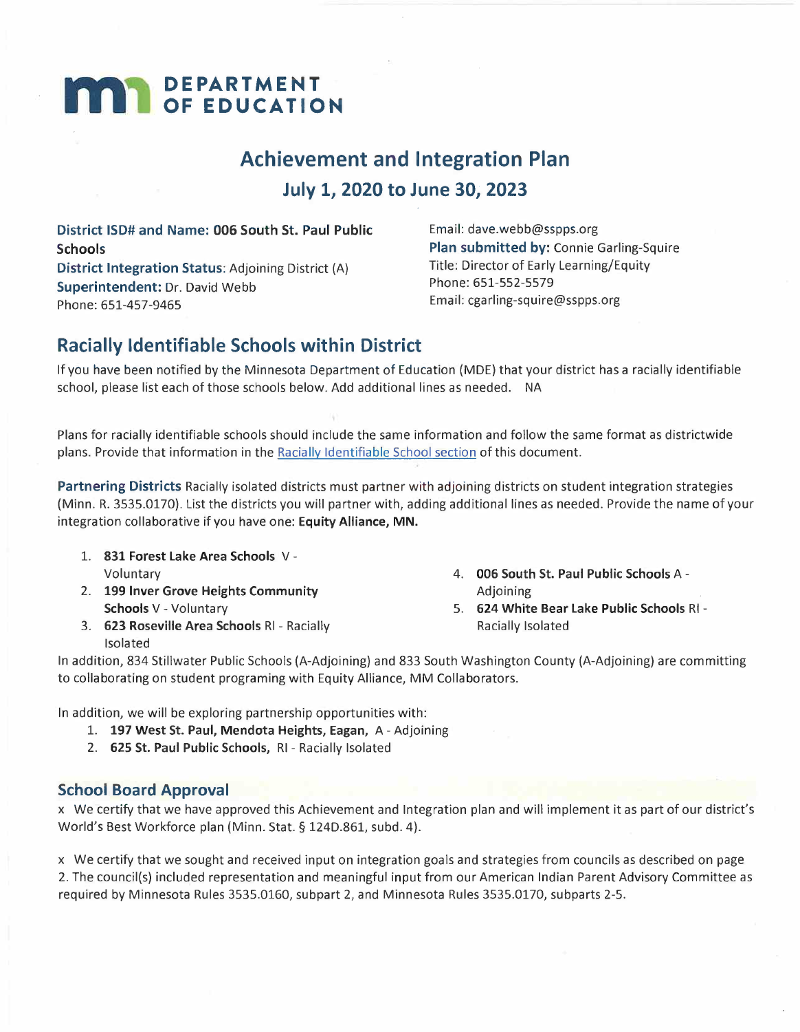# DEPARTMENT OF EDUCATION

## Achievement and Integration Plan

### July 1, 2020 to June 30, 2023

**District ISD# and Name: 006 South St. Paul Public Schools**
**District Integration Status**: Adjoining District (A)
**Superintendent:** Dr. David Webb
Phone: 651-457-9465
Email: dave.webb@sspps.org
**Plan submitted by:** Connie Garling-Squire
Title: Director of Early Learning/Equity
Phone: 651-552-5579
Email: cgarling-squire@sspps.org

## Racially Identifiable Schools within District

If you have been notified by the Minnesota Department of Education (MDE) that your district has a racially identifiable school, please list each of those schools below. Add additional lines as needed. NA

Plans for racially identifiable schools should include the same information and follow the same format as districtwide plans. Provide that information in the Racially Identifiable School section of this document.

**Partnering Districts** Racially isolated districts must partner with adjoining districts on student integration strategies (Minn. R. 3535.0170). List the districts you will partner with, adding additional lines as needed. Provide the name of your integration collaborative if you have one: **Equity Alliance, MN.**

1. **831 Forest Lake Area Schools** V - Voluntary
2. **199 Inver Grove Heights Community Schools** V - Voluntary
3. **623 Roseville Area Schools** RI - Racially Isolated
4. **006 South St. Paul Public Schools** A - Adjoining
5. **624 White Bear Lake Public Schools** RI - Racially Isolated

In addition, 834 Stillwater Public Schools (A-Adjoining) and 833 South Washington County (A-Adjoining) are committing to collaborating on student programing with Equity Alliance, MM Collaborators.

In addition, we will be exploring partnership opportunities with:

1. **197 West St. Paul, Mendota Heights, Eagan,** A - Adjoining
2. **625 St. Paul Public Schools,** RI - Racially Isolated

### School Board Approval

x We certify that we have approved this Achievement and Integration plan and will implement it as part of our district's World's Best Workforce plan (Minn. Stat. § 124D.861, subd. 4).

x We certify that we sought and received input on integration goals and strategies from councils as described on page 2. The council(s) included representation and meaningful input from our American Indian Parent Advisory Committee as required by Minnesota Rules 3535.0160, subpart 2, and Minnesota Rules 3535.0170, subparts 2-5.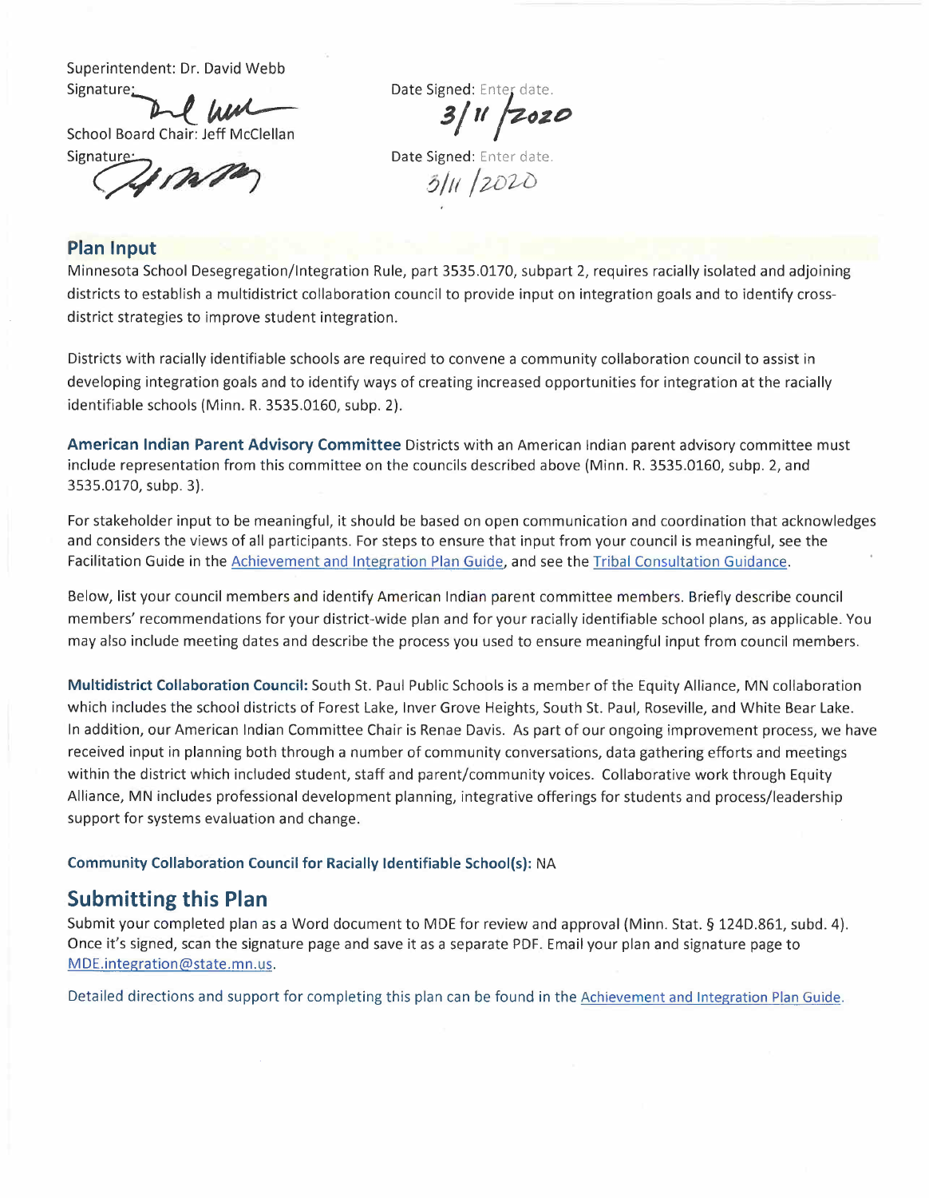Superintendent: Dr. David Webb

Signature:

Date Signed: Enter date. 3/11/2020

School Board Chair: Jeff McClellan

Signature:

Date Signed: Enter date. 3/11/2020

### Plan Input

Minnesota School Desegregation/Integration Rule, part 3535.0170, subpart 2, requires racially isolated and adjoining districts to establish a multidistrict collaboration council to provide input on integration goals and to identify cross-district strategies to improve student integration.

Districts with racially identifiable schools are required to convene a community collaboration council to assist in developing integration goals and to identify ways of creating increased opportunities for integration at the racially identifiable schools (Minn. R. 3535.0160, subp. 2).

**American Indian Parent Advisory Committee** Districts with an American Indian parent advisory committee must include representation from this committee on the councils described above (Minn. R. 3535.0160, subp. 2, and 3535.0170, subp. 3).

For stakeholder input to be meaningful, it should be based on open communication and coordination that acknowledges and considers the views of all participants. For steps to ensure that input from your council is meaningful, see the Facilitation Guide in the Achievement and Integration Plan Guide, and see the Tribal Consultation Guidance.

Below, list your council members and identify American Indian parent committee members. Briefly describe council members' recommendations for your district-wide plan and for your racially identifiable school plans, as applicable. You may also include meeting dates and describe the process you used to ensure meaningful input from council members.

**Multidistrict Collaboration Council:** South St. Paul Public Schools is a member of the Equity Alliance, MN collaboration which includes the school districts of Forest Lake, Inver Grove Heights, South St. Paul, Roseville, and White Bear Lake. In addition, our American Indian Committee Chair is Renae Davis. As part of our ongoing improvement process, we have received input in planning both through a number of community conversations, data gathering efforts and meetings within the district which included student, staff and parent/community voices. Collaborative work through Equity Alliance, MN includes professional development planning, integrative offerings for students and process/leadership support for systems evaluation and change.

**Community Collaboration Council for Racially Identifiable School(s):** NA

## Submitting this Plan

Submit your completed plan as a Word document to MDE for review and approval (Minn. Stat. § 124D.861, subd. 4). Once it's signed, scan the signature page and save it as a separate PDF. Email your plan and signature page to MDE.integration@state.mn.us.

Detailed directions and support for completing this plan can be found in the Achievement and Integration Plan Guide.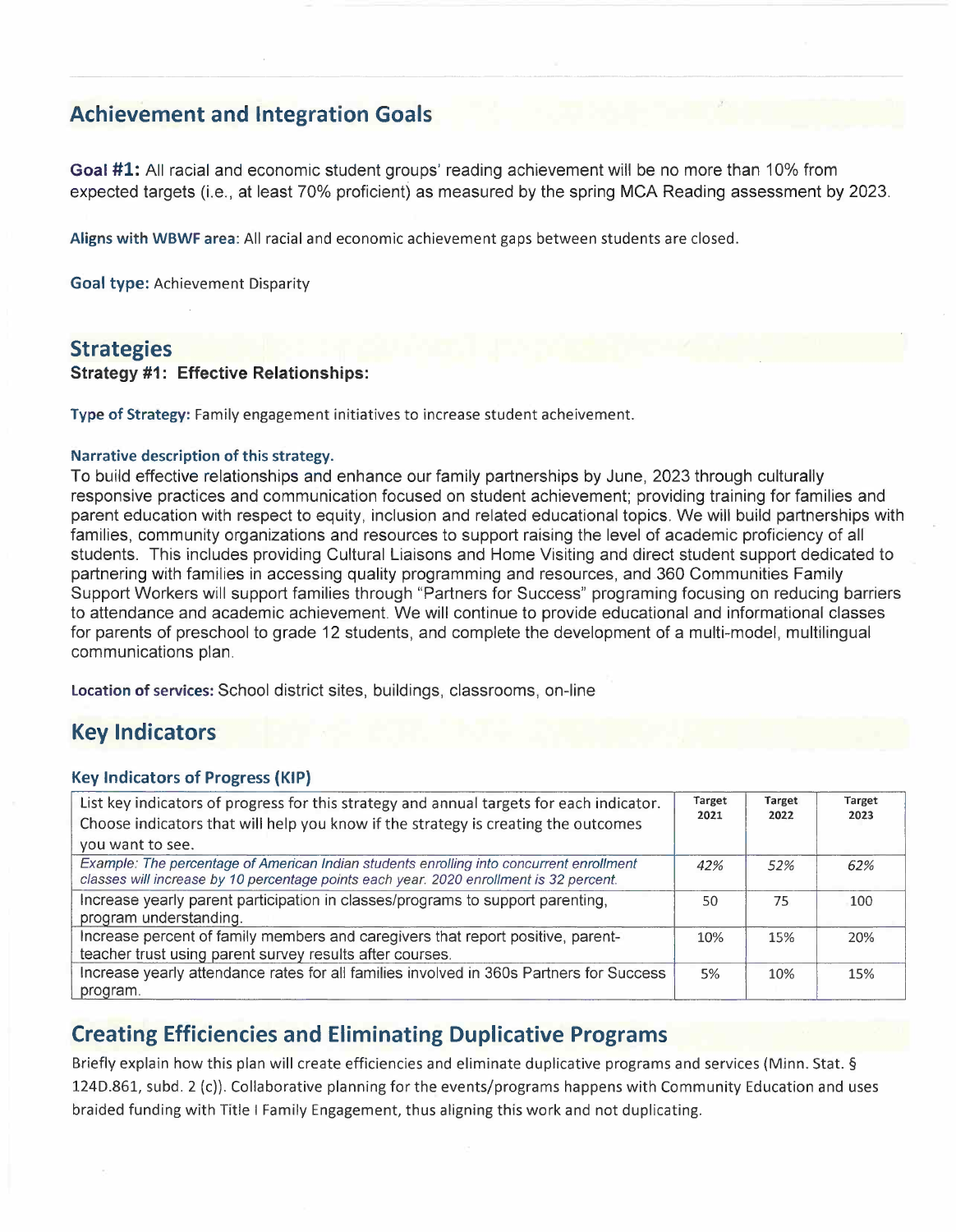## Achievement and Integration Goals

**Goal #1:** All racial and economic student groups' reading achievement will be no more than 10% from expected targets (i.e., at least 70% proficient) as measured by the spring MCA Reading assessment by 2023.

**Aligns with WBWF area:** All racial and economic achievement gaps between students are closed.

**Goal type:** Achievement Disparity

## Strategies

**Strategy #1: Effective Relationships:**

**Type of Strategy:** Family engagement initiatives to increase student acheivement.

**Narrative description of this strategy.**

To build effective relationships and enhance our family partnerships by June, 2023 through culturally responsive practices and communication focused on student achievement; providing training for families and parent education with respect to equity, inclusion and related educational topics. We will build partnerships with families, community organizations and resources to support raising the level of academic proficiency of all students. This includes providing Cultural Liaisons and Home Visiting and direct student support dedicated to partnering with families in accessing quality programming and resources, and 360 Communities Family Support Workers will support families through "Partners for Success" programing focusing on reducing barriers to attendance and academic achievement. We will continue to provide educational and informational classes for parents of preschool to grade 12 students, and complete the development of a multi-model, multilingual communications plan.

**Location of services:** School district sites, buildings, classrooms, on-line

## Key Indicators

### Key Indicators of Progress (KIP)

| List key indicators of progress for this strategy and annual targets for each indicator. Choose indicators that will help you know if the strategy is creating the outcomes you want to see. | Target 2021 | Target 2022 | Target 2023 |
|---|---|---|---|
| *Example: The percentage of American Indian students enrolling into concurrent enrollment classes will increase by 10 percentage points each year. 2020 enrollment is 32 percent.* | *42%* | *52%* | *62%* |
| Increase yearly parent participation in classes/programs to support parenting, program understanding. | 50 | 75 | 100 |
| Increase percent of family members and caregivers that report positive, parent-teacher trust using parent survey results after courses. | 10% | 15% | 20% |
| Increase yearly attendance rates for all families involved in 360s Partners for Success program. | 5% | 10% | 15% |

## Creating Efficiencies and Eliminating Duplicative Programs

Briefly explain how this plan will create efficiencies and eliminate duplicative programs and services (Minn. Stat. § 124D.861, subd. 2 (c)). Collaborative planning for the events/programs happens with Community Education and uses braided funding with Title I Family Engagement, thus aligning this work and not duplicating.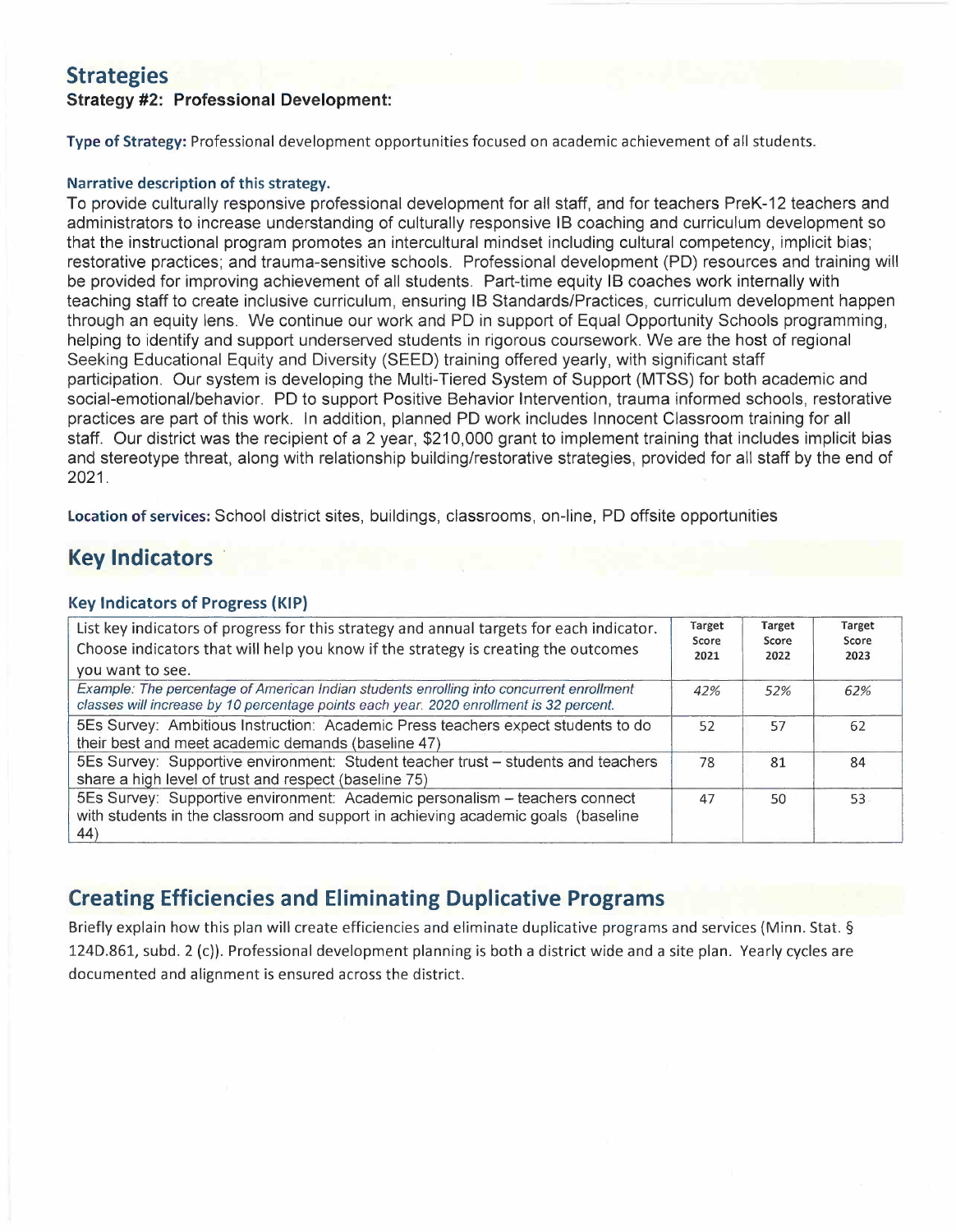## Strategies

**Strategy #2: Professional Development:**

**Type of Strategy:** Professional development opportunities focused on academic achievement of all students.

### Narrative description of this strategy.

To provide culturally responsive professional development for all staff, and for teachers PreK-12 teachers and administrators to increase understanding of culturally responsive IB coaching and curriculum development so that the instructional program promotes an intercultural mindset including cultural competency, implicit bias; restorative practices; and trauma-sensitive schools. Professional development (PD) resources and training will be provided for improving achievement of all students. Part-time equity IB coaches work internally with teaching staff to create inclusive curriculum, ensuring IB Standards/Practices, curriculum development happen through an equity lens. We continue our work and PD in support of Equal Opportunity Schools programming, helping to identify and support underserved students in rigorous coursework. We are the host of regional Seeking Educational Equity and Diversity (SEED) training offered yearly, with significant staff participation. Our system is developing the Multi-Tiered System of Support (MTSS) for both academic and social-emotional/behavior. PD to support Positive Behavior Intervention, trauma informed schools, restorative practices are part of this work. In addition, planned PD work includes Innocent Classroom training for all staff. Our district was the recipient of a 2 year, $210,000 grant to implement training that includes implicit bias and stereotype threat, along with relationship building/restorative strategies, provided for all staff by the end of 2021.

**Location of services:** School district sites, buildings, classrooms, on-line, PD offsite opportunities

## Key Indicators

### Key Indicators of Progress (KIP)

| List key indicators of progress for this strategy and annual targets for each indicator. Choose indicators that will help you know if the strategy is creating the outcomes you want to see. | Target Score 2021 | Target Score 2022 | Target Score 2023 |
|---|---|---|---|
| *Example: The percentage of American Indian students enrolling into concurrent enrollment classes will increase by 10 percentage points each year. 2020 enrollment is 32 percent.* | *42%* | *52%* | *62%* |
| 5Es Survey: Ambitious Instruction: Academic Press teachers expect students to do their best and meet academic demands (baseline 47) | 52 | 57 | 62 |
| 5Es Survey: Supportive environment: Student teacher trust – students and teachers share a high level of trust and respect (baseline 75) | 78 | 81 | 84 |
| 5Es Survey: Supportive environment: Academic personalism – teachers connect with students in the classroom and support in achieving academic goals (baseline 44) | 47 | 50 | 53 |

## Creating Efficiencies and Eliminating Duplicative Programs

Briefly explain how this plan will create efficiencies and eliminate duplicative programs and services (Minn. Stat. § 124D.861, subd. 2 (c)). Professional development planning is both a district wide and a site plan. Yearly cycles are documented and alignment is ensured across the district.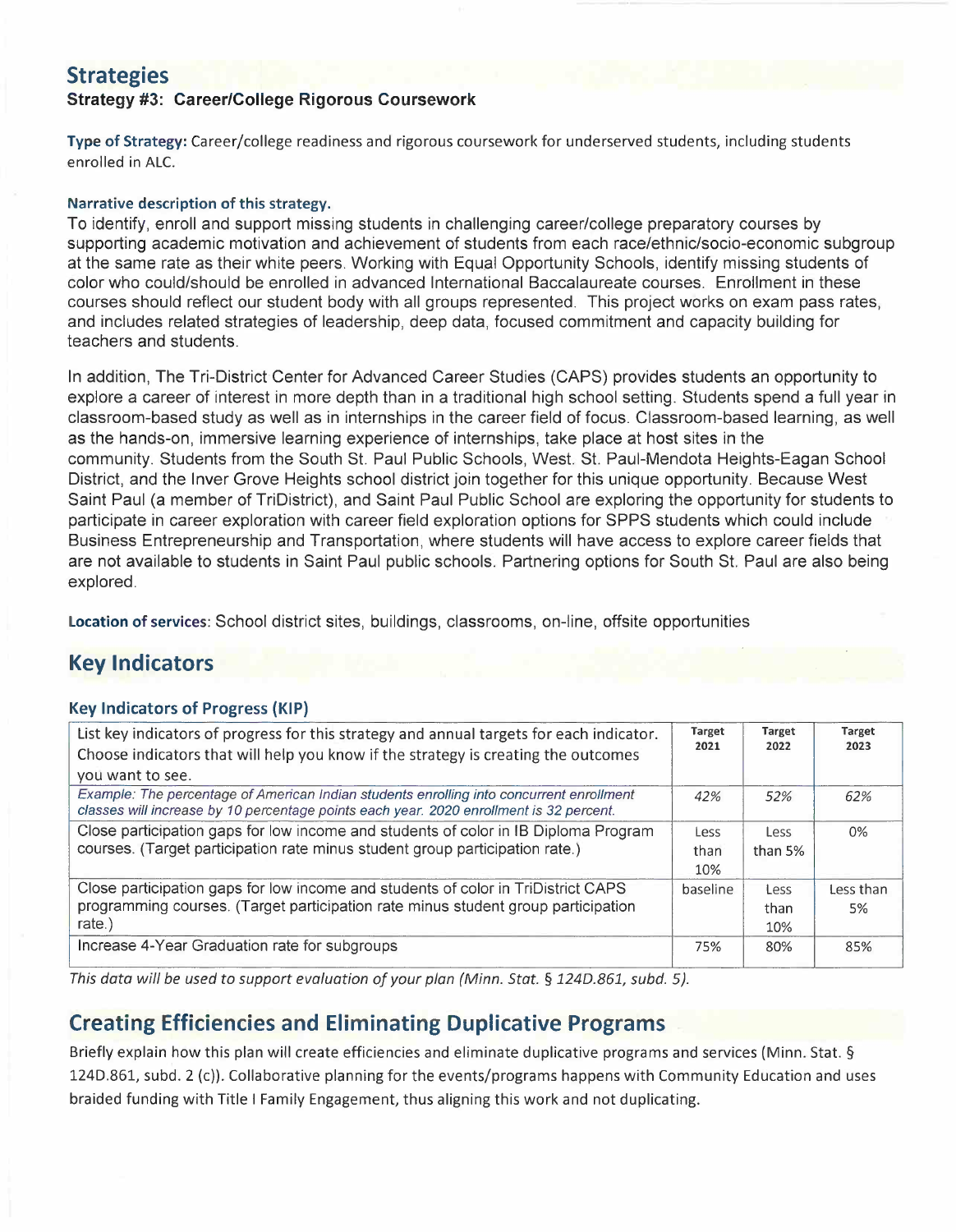## Strategies

### Strategy #3: Career/College Rigorous Coursework

**Type of Strategy:** Career/college readiness and rigorous coursework for underserved students, including students enrolled in ALC.

**Narrative description of this strategy.**

To identify, enroll and support missing students in challenging career/college preparatory courses by supporting academic motivation and achievement of students from each race/ethnic/socio-economic subgroup at the same rate as their white peers. Working with Equal Opportunity Schools, identify missing students of color who could/should be enrolled in advanced International Baccalaureate courses. Enrollment in these courses should reflect our student body with all groups represented. This project works on exam pass rates, and includes related strategies of leadership, deep data, focused commitment and capacity building for teachers and students.

In addition, The Tri-District Center for Advanced Career Studies (CAPS) provides students an opportunity to explore a career of interest in more depth than in a traditional high school setting. Students spend a full year in classroom-based study as well as in internships in the career field of focus. Classroom-based learning, as well as the hands-on, immersive learning experience of internships, take place at host sites in the community. Students from the South St. Paul Public Schools, West. St. Paul-Mendota Heights-Eagan School District, and the Inver Grove Heights school district join together for this unique opportunity. Because West Saint Paul (a member of TriDistrict), and Saint Paul Public School are exploring the opportunity for students to participate in career exploration with career field exploration options for SPPS students which could include Business Entrepreneurship and Transportation, where students will have access to explore career fields that are not available to students in Saint Paul public schools. Partnering options for South St. Paul are also being explored.

**Location of services**: School district sites, buildings, classrooms, on-line, offsite opportunities

## Key Indicators

### Key Indicators of Progress (KIP)

| List key indicators of progress for this strategy and annual targets for each indicator. Choose indicators that will help you know if the strategy is creating the outcomes you want to see. | Target 2021 | Target 2022 | Target 2023 |
|---|---|---|---|
| *Example: The percentage of American Indian students enrolling into concurrent enrollment classes will increase by 10 percentage points each year. 2020 enrollment is 32 percent.* | *42%* | *52%* | *62%* |
| Close participation gaps for low income and students of color in IB Diploma Program courses. (Target participation rate minus student group participation rate.) | Less than 10% | Less than 5% | 0% |
| Close participation gaps for low income and students of color in TriDistrict CAPS programming courses. (Target participation rate minus student group participation rate.) | baseline | Less than 10% | Less than 5% |
| Increase 4-Year Graduation rate for subgroups | 75% | 80% | 85% |

*This data will be used to support evaluation of your plan (Minn. Stat. § 124D.861, subd. 5).*

## Creating Efficiencies and Eliminating Duplicative Programs

Briefly explain how this plan will create efficiencies and eliminate duplicative programs and services (Minn. Stat. § 124D.861, subd. 2 (c)). Collaborative planning for the events/programs happens with Community Education and uses braided funding with Title I Family Engagement, thus aligning this work and not duplicating.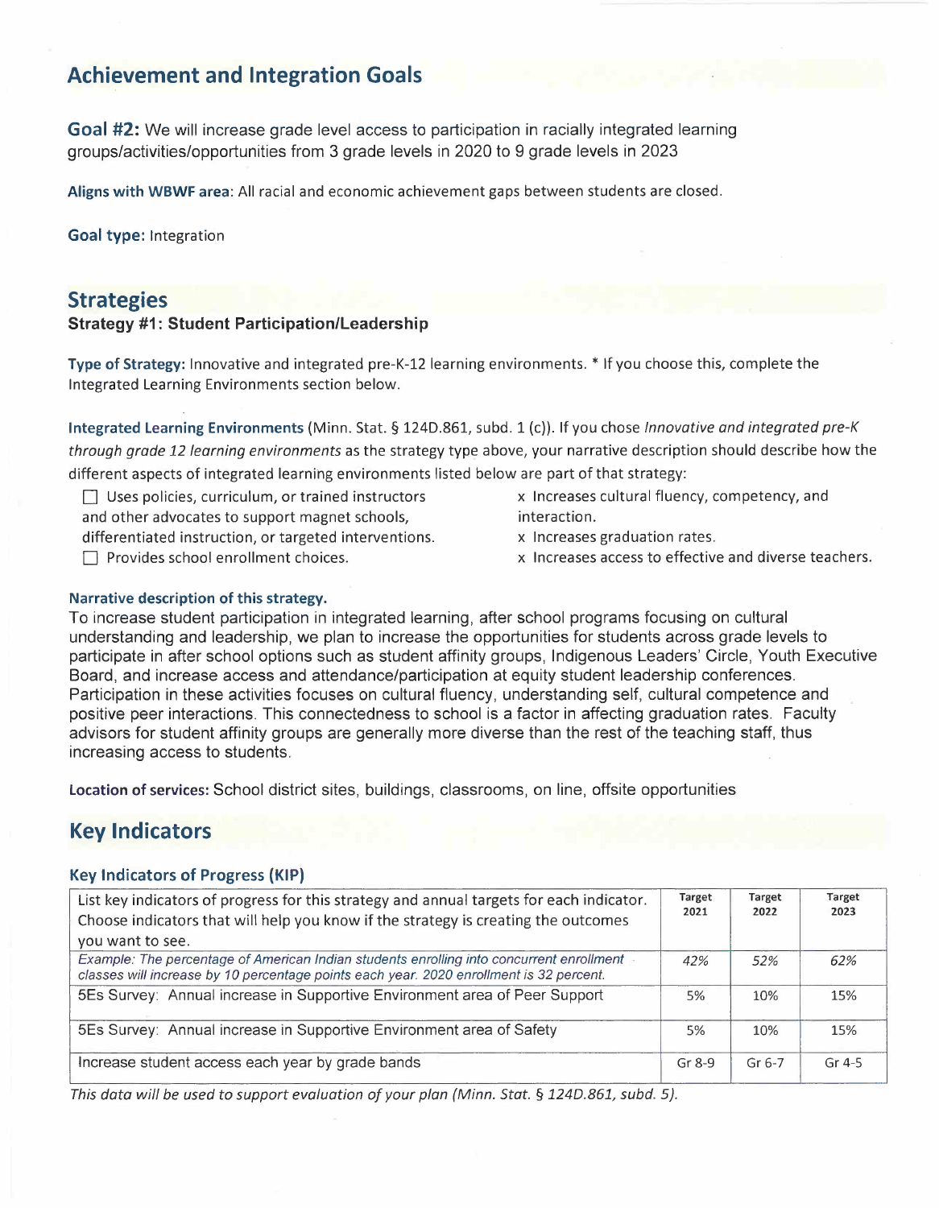## Achievement and Integration Goals

**Goal #2:** We will increase grade level access to participation in racially integrated learning groups/activities/opportunities from 3 grade levels in 2020 to 9 grade levels in 2023

**Aligns with WBWF area**: All racial and economic achievement gaps between students are closed.

**Goal type:** Integration

## Strategies

### Strategy #1: Student Participation/Leadership

**Type of Strategy:** Innovative and integrated pre-K-12 learning environments. * If you choose this, complete the Integrated Learning Environments section below.

**Integrated Learning Environments** (Minn. Stat. § 124D.861, subd. 1 (c)). If you chose *Innovative and integrated pre-K through grade 12 learning environments* as the strategy type above, your narrative description should describe how the different aspects of integrated learning environments listed below are part of that strategy:

- ☐ Uses policies, curriculum, or trained instructors and other advocates to support magnet schools, differentiated instruction, or targeted interventions.
- ☐ Provides school enrollment choices.
- x Increases cultural fluency, competency, and interaction.
- x Increases graduation rates.
- x Increases access to effective and diverse teachers.

**Narrative description of this strategy.**

To increase student participation in integrated learning, after school programs focusing on cultural understanding and leadership, we plan to increase the opportunities for students across grade levels to participate in after school options such as student affinity groups, Indigenous Leaders' Circle, Youth Executive Board, and increase access and attendance/participation at equity student leadership conferences. Participation in these activities focuses on cultural fluency, understanding self, cultural competence and positive peer interactions. This connectedness to school is a factor in affecting graduation rates. Faculty advisors for student affinity groups are generally more diverse than the rest of the teaching staff, thus increasing access to students.

**Location of services:** School district sites, buildings, classrooms, on line, offsite opportunities

## Key Indicators

### Key Indicators of Progress (KIP)

| List key indicators of progress for this strategy and annual targets for each indicator. Choose indicators that will help you know if the strategy is creating the outcomes you want to see. | Target 2021 | Target 2022 | Target 2023 |
|---|---|---|---|
| *Example: The percentage of American Indian students enrolling into concurrent enrollment classes will increase by 10 percentage points each year. 2020 enrollment is 32 percent.* | *42%* | *52%* | *62%* |
| 5Es Survey: Annual increase in Supportive Environment area of Peer Support | 5% | 10% | 15% |
| 5Es Survey: Annual increase in Supportive Environment area of Safety | 5% | 10% | 15% |
| Increase student access each year by grade bands | Gr 8-9 | Gr 6-7 | Gr 4-5 |

*This data will be used to support evaluation of your plan (Minn. Stat. § 124D.861, subd. 5).*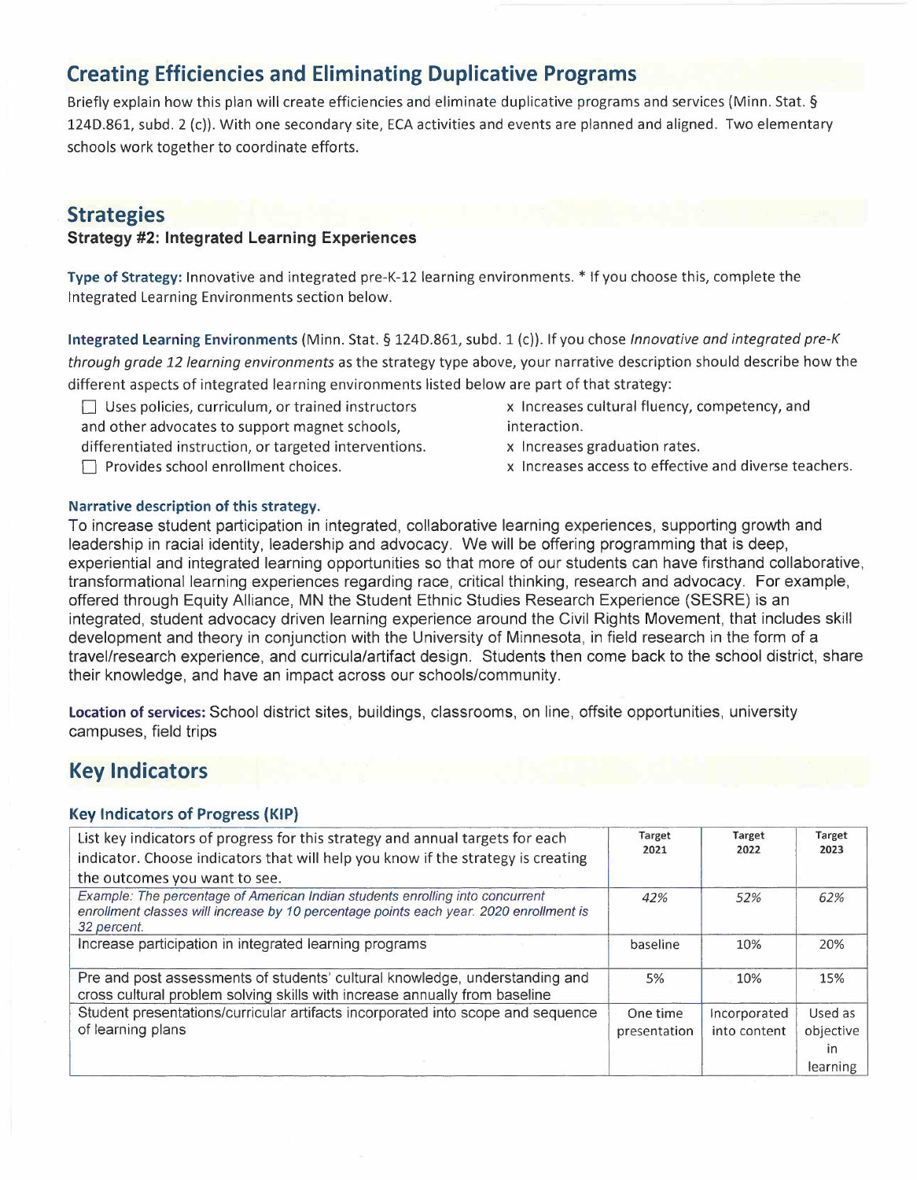## Creating Efficiencies and Eliminating Duplicative Programs

Briefly explain how this plan will create efficiencies and eliminate duplicative programs and services (Minn. Stat. § 124D.861, subd. 2 (c)). With one secondary site, ECA activities and events are planned and aligned. Two elementary schools work together to coordinate efforts.

## Strategies

### Strategy #2: Integrated Learning Experiences

**Type of Strategy:** Innovative and integrated pre-K-12 learning environments. * If you choose this, complete the Integrated Learning Environments section below.

**Integrated Learning Environments** (Minn. Stat. § 124D.861, subd. 1 (c)). If you chose *Innovative and integrated pre-K through grade 12 learning environments* as the strategy type above, your narrative description should describe how the different aspects of integrated learning environments listed below are part of that strategy:

- ☐ Uses policies, curriculum, or trained instructors and other advocates to support magnet schools, differentiated instruction, or targeted interventions.
- ☐ Provides school enrollment choices.
- x Increases cultural fluency, competency, and interaction.
- x Increases graduation rates.
- x Increases access to effective and diverse teachers.

**Narrative description of this strategy.**

To increase student participation in integrated, collaborative learning experiences, supporting growth and leadership in racial identity, leadership and advocacy. We will be offering programming that is deep, experiential and integrated learning opportunities so that more of our students can have firsthand collaborative, transformational learning experiences regarding race, critical thinking, research and advocacy. For example, offered through Equity Alliance, MN the Student Ethnic Studies Research Experience (SESRE) is an integrated, student advocacy driven learning experience around the Civil Rights Movement, that includes skill development and theory in conjunction with the University of Minnesota, in field research in the form of a travel/research experience, and curricula/artifact design. Students then come back to the school district, share their knowledge, and have an impact across our schools/community.

**Location of services:** School district sites, buildings, classrooms, on line, offsite opportunities, university campuses, field trips

## Key Indicators

### Key Indicators of Progress (KIP)

| List key indicators of progress for this strategy and annual targets for each indicator. Choose indicators that will help you know if the strategy is creating the outcomes you want to see. | Target 2021 | Target 2022 | Target 2023 |
|---|---|---|---|
| *Example: The percentage of American Indian students enrolling into concurrent enrollment classes will increase by 10 percentage points each year. 2020 enrollment is 32 percent.* | *42%* | *52%* | *62%* |
| Increase participation in integrated learning programs | baseline | 10% | 20% |
| Pre and post assessments of students' cultural knowledge, understanding and cross cultural problem solving skills with increase annually from baseline | 5% | 10% | 15% |
| Student presentations/curricular artifacts incorporated into scope and sequence of learning plans | One time presentation | Incorporated into content | Used as objective in learning |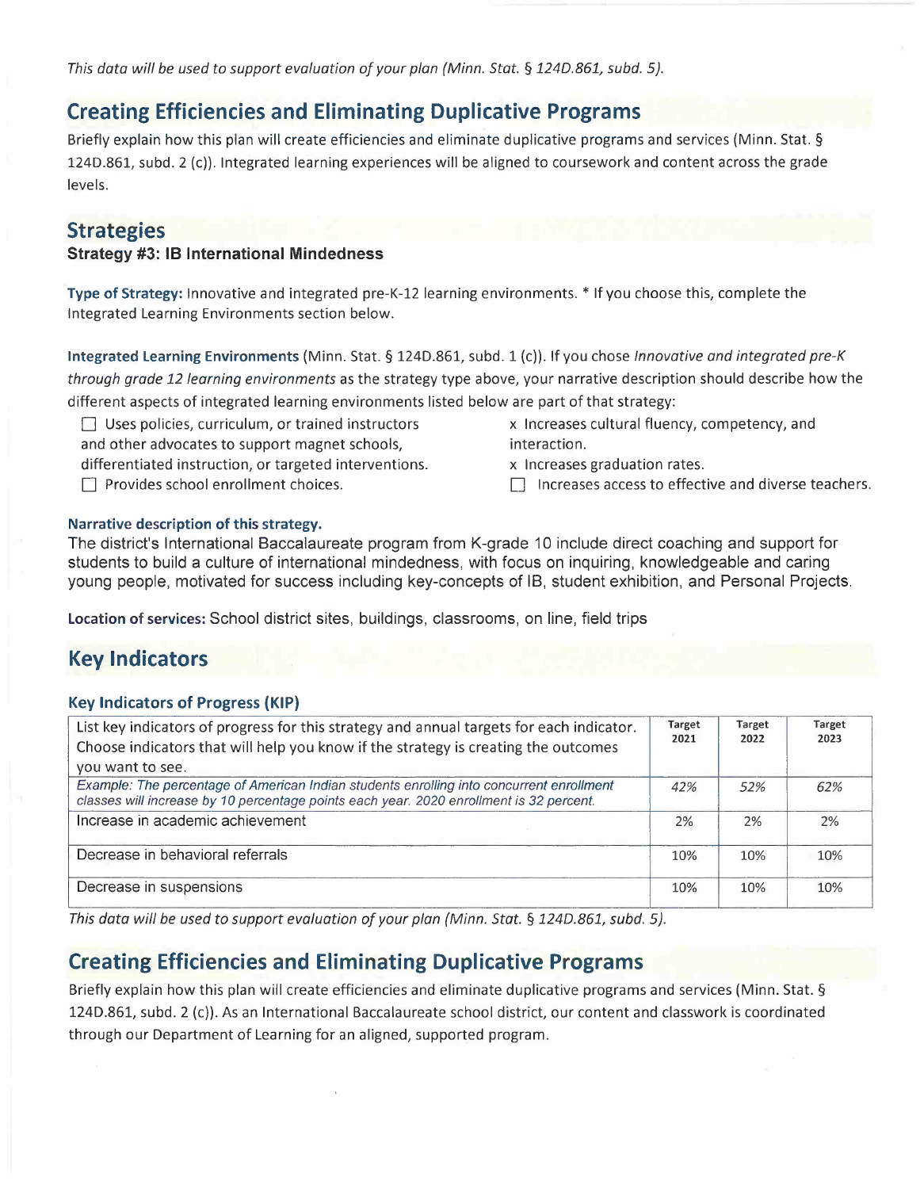*This data will be used to support evaluation of your plan (Minn. Stat. § 124D.861, subd. 5).*

## Creating Efficiencies and Eliminating Duplicative Programs

Briefly explain how this plan will create efficiencies and eliminate duplicative programs and services (Minn. Stat. § 124D.861, subd. 2 (c)). Integrated learning experiences will be aligned to coursework and content across the grade levels.

## Strategies

**Strategy #3: IB International Mindedness**

**Type of Strategy:** Innovative and integrated pre-K-12 learning environments. * If you choose this, complete the Integrated Learning Environments section below.

**Integrated Learning Environments** (Minn. Stat. § 124D.861, subd. 1 (c)). If you chose *Innovative and integrated pre-K through grade 12 learning environments* as the strategy type above, your narrative description should describe how the different aspects of integrated learning environments listed below are part of that strategy:

- ☐ Uses policies, curriculum, or trained instructors and other advocates to support magnet schools, differentiated instruction, or targeted interventions.
- ☐ Provides school enrollment choices.
- x Increases cultural fluency, competency, and interaction.
- x Increases graduation rates.
- ☐ Increases access to effective and diverse teachers.

**Narrative description of this strategy.**

The district's International Baccalaureate program from K-grade 10 include direct coaching and support for students to build a culture of international mindedness, with focus on inquiring, knowledgeable and caring young people, motivated for success including key-concepts of IB, student exhibition, and Personal Projects.

**Location of services:** School district sites, buildings, classrooms, on line, field trips

## Key Indicators

### Key Indicators of Progress (KIP)

| List key indicators of progress for this strategy and annual targets for each indicator. Choose indicators that will help you know if the strategy is creating the outcomes you want to see. | Target 2021 | Target 2022 | Target 2023 |
|---|---|---|---|
| *Example: The percentage of American Indian students enrolling into concurrent enrollment classes will increase by 10 percentage points each year. 2020 enrollment is 32 percent.* | *42%* | *52%* | *62%* |
| Increase in academic achievement | 2% | 2% | 2% |
| Decrease in behavioral referrals | 10% | 10% | 10% |
| Decrease in suspensions | 10% | 10% | 10% |

*This data will be used to support evaluation of your plan (Minn. Stat. § 124D.861, subd. 5).*

## Creating Efficiencies and Eliminating Duplicative Programs

Briefly explain how this plan will create efficiencies and eliminate duplicative programs and services (Minn. Stat. § 124D.861, subd. 2 (c)). As an International Baccalaureate school district, our content and classwork is coordinated through our Department of Learning for an aligned, supported program.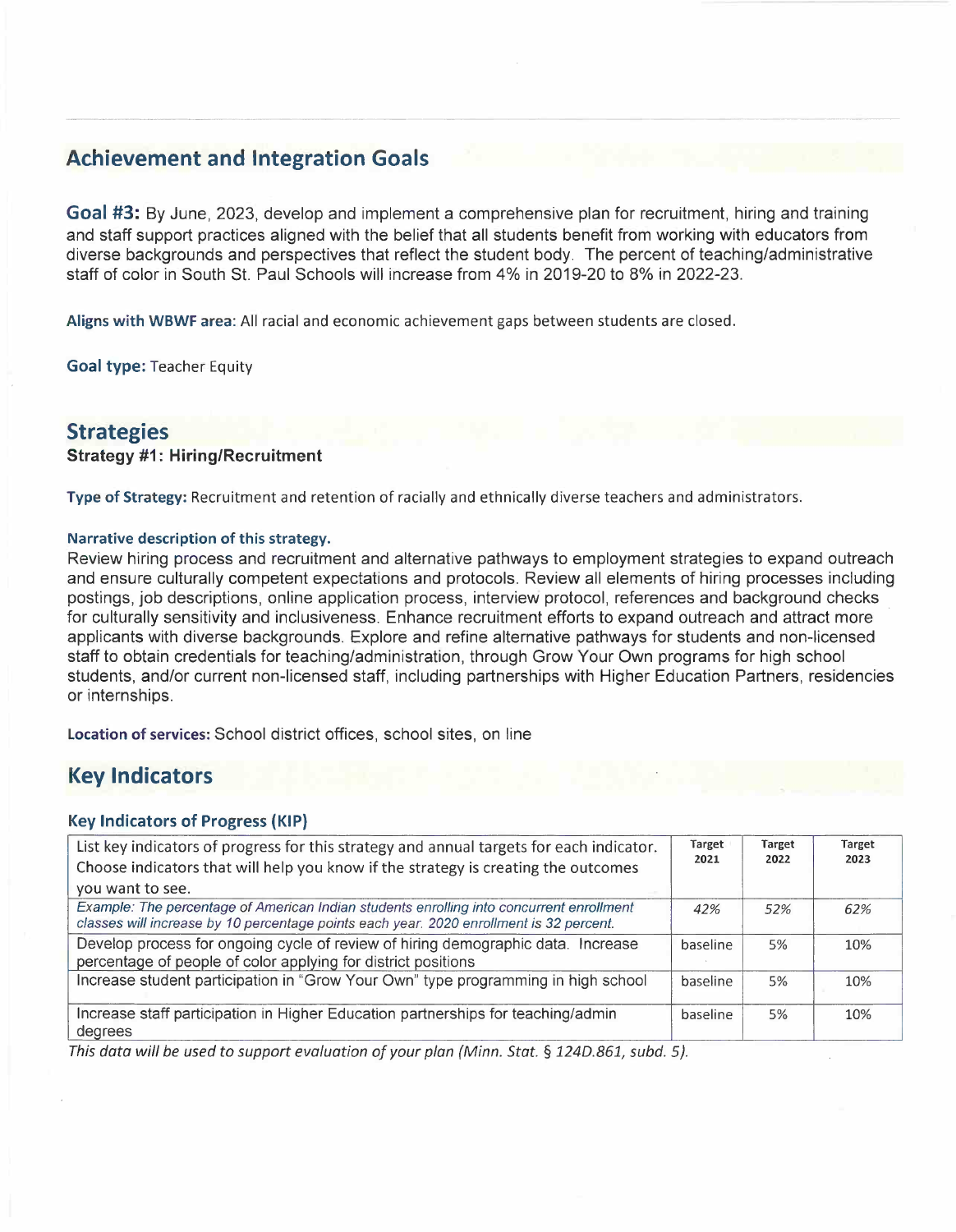## Achievement and Integration Goals

**Goal #3:** By June, 2023, develop and implement a comprehensive plan for recruitment, hiring and training and staff support practices aligned with the belief that all students benefit from working with educators from diverse backgrounds and perspectives that reflect the student body. The percent of teaching/administrative staff of color in South St. Paul Schools will increase from 4% in 2019-20 to 8% in 2022-23.

**Aligns with WBWF area:** All racial and economic achievement gaps between students are closed.

**Goal type:** Teacher Equity

## Strategies

### Strategy #1: Hiring/Recruitment

**Type of Strategy:** Recruitment and retention of racially and ethnically diverse teachers and administrators.

**Narrative description of this strategy.**

Review hiring process and recruitment and alternative pathways to employment strategies to expand outreach and ensure culturally competent expectations and protocols. Review all elements of hiring processes including postings, job descriptions, online application process, interview protocol, references and background checks for culturally sensitivity and inclusiveness. Enhance recruitment efforts to expand outreach and attract more applicants with diverse backgrounds. Explore and refine alternative pathways for students and non-licensed staff to obtain credentials for teaching/administration, through Grow Your Own programs for high school students, and/or current non-licensed staff, including partnerships with Higher Education Partners, residencies or internships.

**Location of services:** School district offices, school sites, on line

## Key Indicators

### Key Indicators of Progress (KIP)

| List key indicators of progress for this strategy and annual targets for each indicator. Choose indicators that will help you know if the strategy is creating the outcomes you want to see. | Target 2021 | Target 2022 | Target 2023 |
|---|---|---|---|
| *Example: The percentage of American Indian students enrolling into concurrent enrollment classes will increase by 10 percentage points each year. 2020 enrollment is 32 percent.* | *42%* | *52%* | *62%* |
| Develop process for ongoing cycle of review of hiring demographic data. Increase percentage of people of color applying for district positions | baseline | 5% | 10% |
| Increase student participation in "Grow Your Own" type programming in high school | baseline | 5% | 10% |
| Increase staff participation in Higher Education partnerships for teaching/admin degrees | baseline | 5% | 10% |

*This data will be used to support evaluation of your plan (Minn. Stat. § 124D.861, subd. 5).*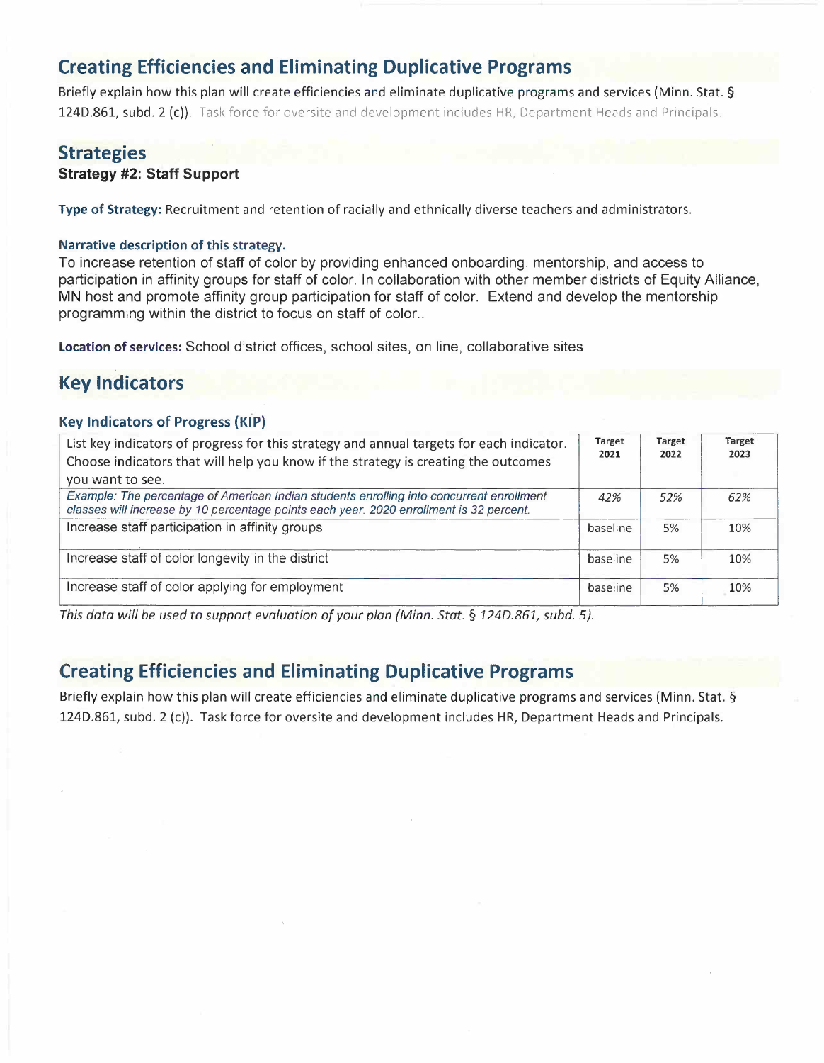## Creating Efficiencies and Eliminating Duplicative Programs

Briefly explain how this plan will create efficiencies and eliminate duplicative programs and services (Minn. Stat. § 124D.861, subd. 2 (c)). Task force for oversite and development includes HR, Department Heads and Principals.

## Strategies

**Strategy #2: Staff Support**

**Type of Strategy:** Recruitment and retention of racially and ethnically diverse teachers and administrators.

### Narrative description of this strategy.

To increase retention of staff of color by providing enhanced onboarding, mentorship, and access to participation in affinity groups for staff of color. In collaboration with other member districts of Equity Alliance, MN host and promote affinity group participation for staff of color. Extend and develop the mentorship programming within the district to focus on staff of color..

**Location of services:** School district offices, school sites, on line, collaborative sites

## Key Indicators

### Key Indicators of Progress (KIP)

| List key indicators of progress for this strategy and annual targets for each indicator. Choose indicators that will help you know if the strategy is creating the outcomes you want to see. | Target 2021 | Target 2022 | Target 2023 |
|---|---|---|---|
| *Example: The percentage of American Indian students enrolling into concurrent enrollment classes will increase by 10 percentage points each year. 2020 enrollment is 32 percent.* | *42%* | *52%* | *62%* |
| Increase staff participation in affinity groups | baseline | 5% | 10% |
| Increase staff of color longevity in the district | baseline | 5% | 10% |
| Increase staff of color applying for employment | baseline | 5% | 10% |

*This data will be used to support evaluation of your plan (Minn. Stat. § 124D.861, subd. 5).*

## Creating Efficiencies and Eliminating Duplicative Programs

Briefly explain how this plan will create efficiencies and eliminate duplicative programs and services (Minn. Stat. § 124D.861, subd. 2 (c)). Task force for oversite and development includes HR, Department Heads and Principals.